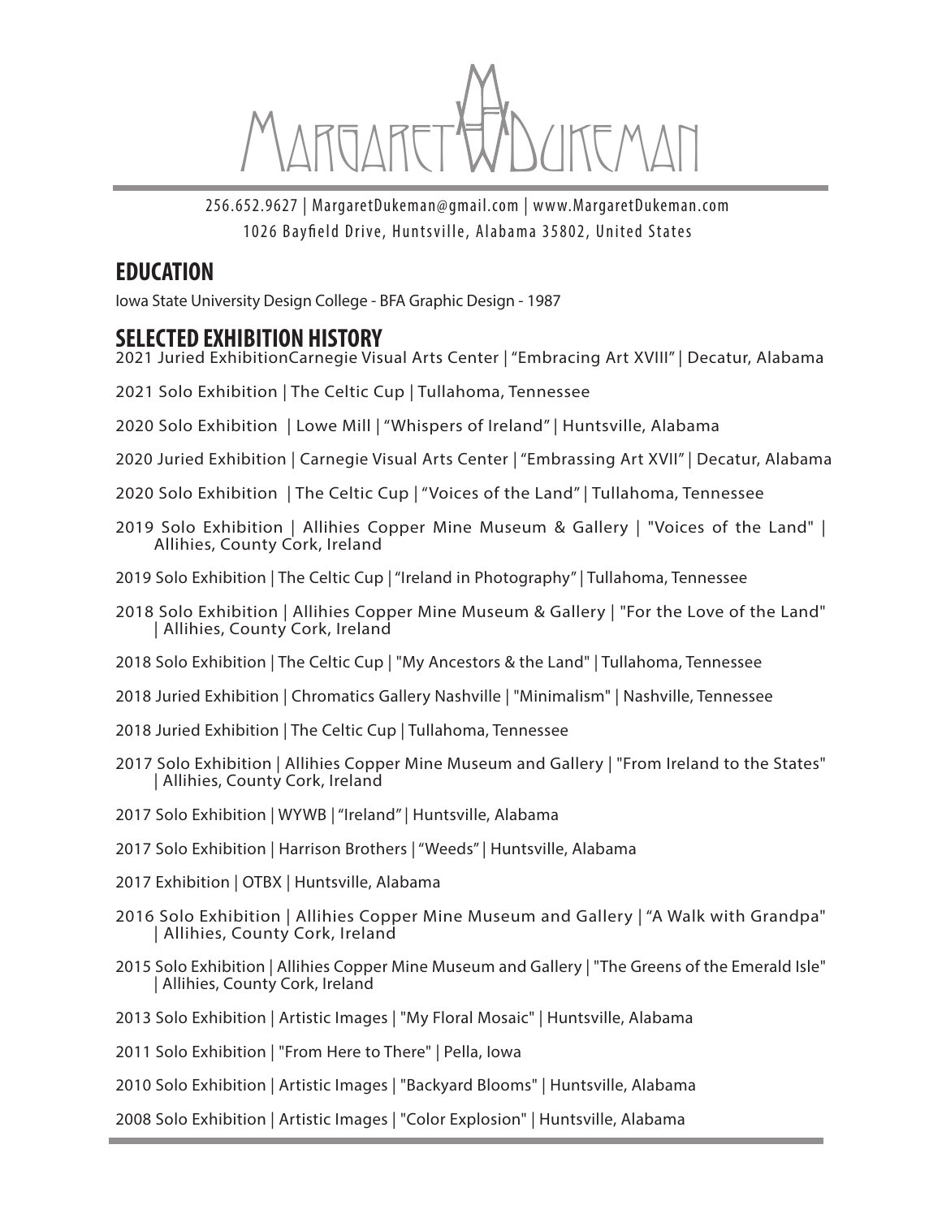# Margaret Dukeman

256.652.9627 | MargaretDukeman@gmail.com | www.MargaretDukeman.com
1026 Bayfield Drive, Huntsville, Alabama 35802, United States

## EDUCATION

Iowa State University Design College - BFA Graphic Design - 1987

## SELECTED EXHIBITION HISTORY

2021 Juried ExhibitionCarnegie Visual Arts Center | "Embracing Art XVIII" | Decatur, Alabama

2021 Solo Exhibition | The Celtic Cup | Tullahoma, Tennessee

2020 Solo Exhibition | Lowe Mill | "Whispers of Ireland" | Huntsville, Alabama

2020 Juried Exhibition | Carnegie Visual Arts Center | "Embrassing Art XVII" | Decatur, Alabama

2020 Solo Exhibition | The Celtic Cup | "Voices of the Land" | Tullahoma, Tennessee

2019 Solo Exhibition | Allihies Copper Mine Museum & Gallery | "Voices of the Land" | Allihies, County Cork, Ireland

2019 Solo Exhibition | The Celtic Cup | "Ireland in Photography" | Tullahoma, Tennessee

2018 Solo Exhibition | Allihies Copper Mine Museum & Gallery | "For the Love of the Land" | Allihies, County Cork, Ireland

2018 Solo Exhibition | The Celtic Cup | "My Ancestors & the Land" | Tullahoma, Tennessee

2018 Juried Exhibition | Chromatics Gallery Nashville | "Minimalism" | Nashville, Tennessee

2018 Juried Exhibition | The Celtic Cup | Tullahoma, Tennessee

2017 Solo Exhibition | Allihies Copper Mine Museum and Gallery | "From Ireland to the States" | Allihies, County Cork, Ireland

2017 Solo Exhibition | WYWB | "Ireland" | Huntsville, Alabama

2017 Solo Exhibition | Harrison Brothers | "Weeds" | Huntsville, Alabama

2017 Exhibition | OTBX | Huntsville, Alabama

2016 Solo Exhibition | Allihies Copper Mine Museum and Gallery | "A Walk with Grandpa" | Allihies, County Cork, Ireland

2015 Solo Exhibition | Allihies Copper Mine Museum and Gallery | "The Greens of the Emerald Isle" | Allihies, County Cork, Ireland

2013 Solo Exhibition | Artistic Images | "My Floral Mosaic" | Huntsville, Alabama

2011 Solo Exhibition | "From Here to There" | Pella, Iowa

2010 Solo Exhibition | Artistic Images | "Backyard Blooms" | Huntsville, Alabama

2008 Solo Exhibition | Artistic Images | "Color Explosion" | Huntsville, Alabama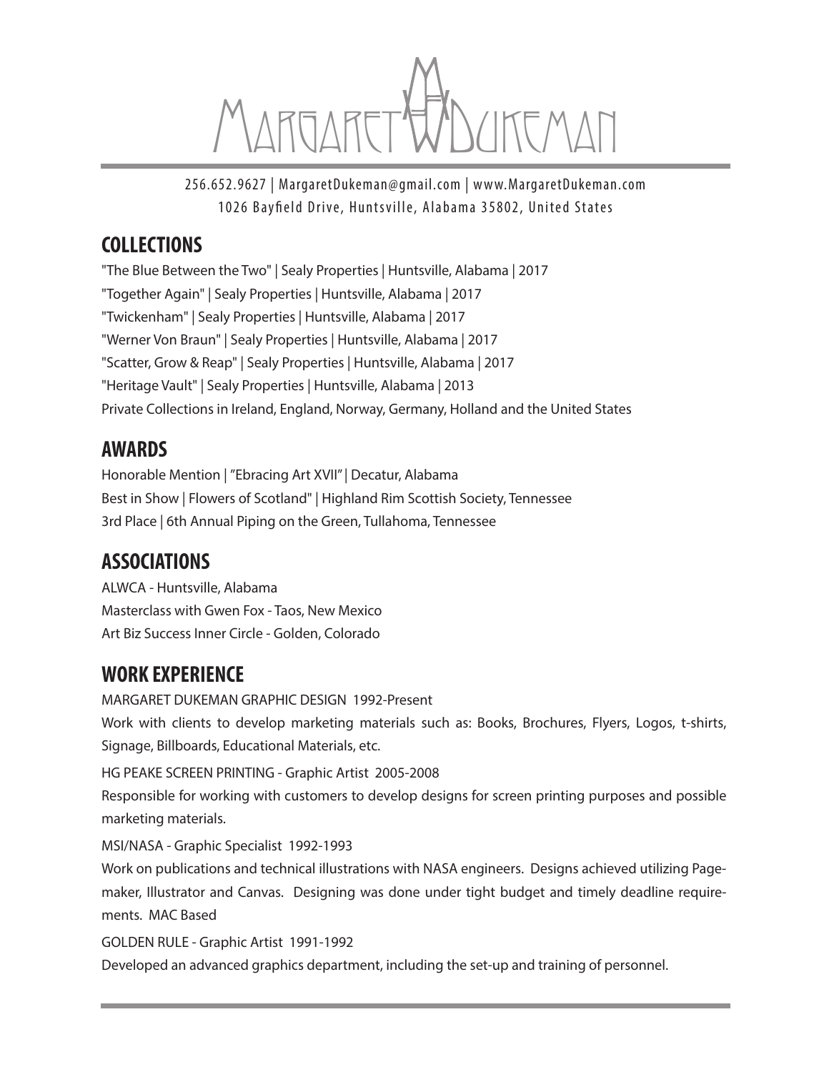# MARGARET DUKEMAN

256.652.9627 | MargaretDukeman@gmail.com | www.MargaretDukeman.com
1026 Bayfield Drive, Huntsville, Alabama 35802, United States

## COLLECTIONS

"The Blue Between the Two" | Sealy Properties | Huntsville, Alabama | 2017
"Together Again" | Sealy Properties | Huntsville, Alabama | 2017
"Twickenham" | Sealy Properties | Huntsville, Alabama | 2017
"Werner Von Braun" | Sealy Properties | Huntsville, Alabama | 2017
"Scatter, Grow & Reap" | Sealy Properties | Huntsville, Alabama | 2017
"Heritage Vault" | Sealy Properties | Huntsville, Alabama | 2013
Private Collections in Ireland, England, Norway, Germany, Holland and the United States

## AWARDS

Honorable Mention | "Ebracing Art XVII" | Decatur, Alabama
Best in Show | Flowers of Scotland" | Highland Rim Scottish Society, Tennessee
3rd Place | 6th Annual Piping on the Green, Tullahoma, Tennessee

## ASSOCIATIONS

ALWCA - Huntsville, Alabama
Masterclass with Gwen Fox - Taos, New Mexico
Art Biz Success Inner Circle - Golden, Colorado

## WORK EXPERIENCE

MARGARET DUKEMAN GRAPHIC DESIGN 1992-Present

Work with clients to develop marketing materials such as: Books, Brochures, Flyers, Logos, t-shirts, Signage, Billboards, Educational Materials, etc.

HG PEAKE SCREEN PRINTING - Graphic Artist 2005-2008

Responsible for working with customers to develop designs for screen printing purposes and possible marketing materials.

MSI/NASA - Graphic Specialist 1992-1993

Work on publications and technical illustrations with NASA engineers. Designs achieved utilizing Pagemaker, Illustrator and Canvas. Designing was done under tight budget and timely deadline requirements. MAC Based

GOLDEN RULE - Graphic Artist 1991-1992

Developed an advanced graphics department, including the set-up and training of personnel.